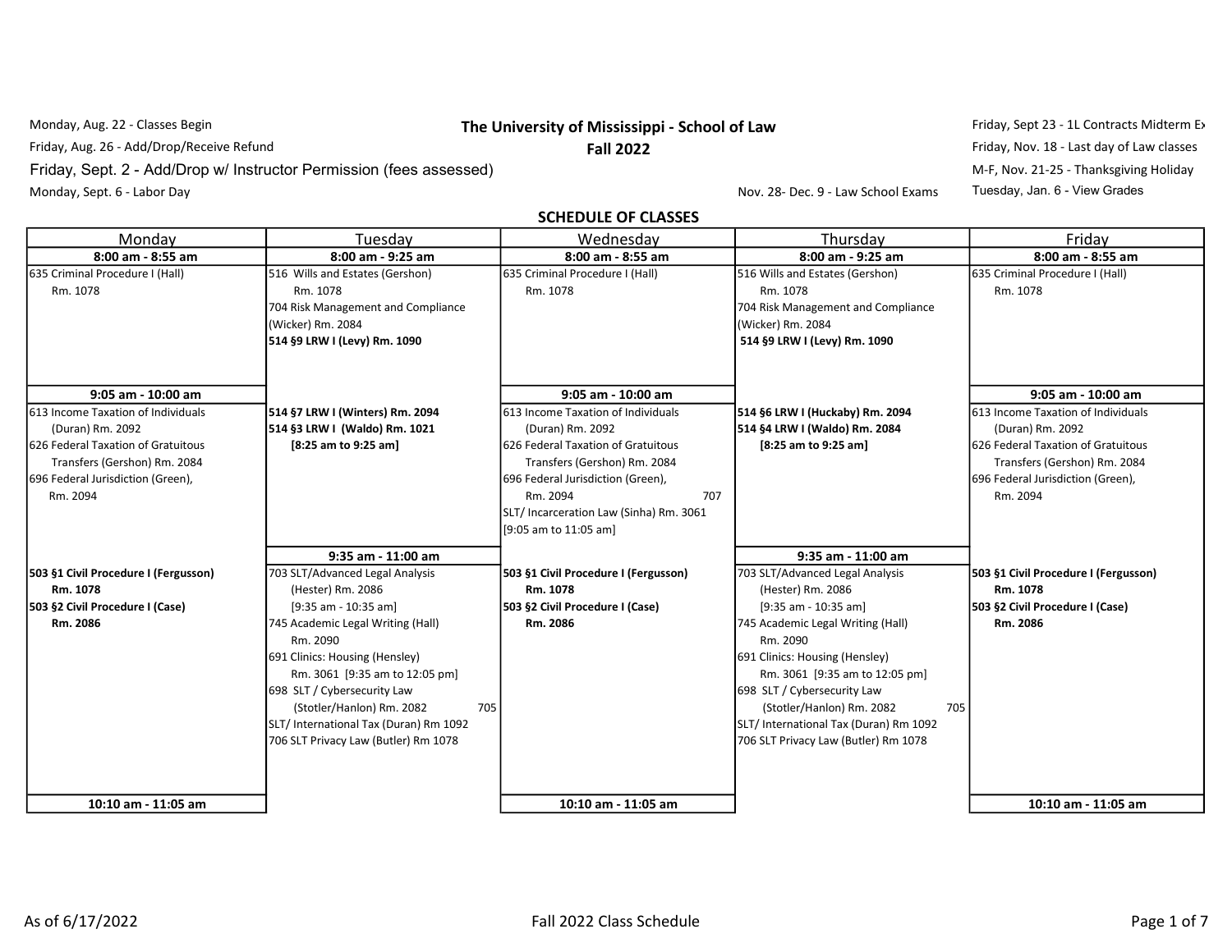Monday, Aug. 22 - Classes Begin

Friday, Aug. 26 - Add/Drop/Receive Refund

Friday, Sept. 2 - Add/Drop w/ Instructor Permission (fees assessed)

Monday, Sept. 6 - Labor Day

# The University of Mississippi - School of Law
## Fall 2022

Friday, Sept 23 - 1L Contracts Midterm Ex

Friday, Nov. 18 - Last day of Law classes

M-F, Nov. 21-25 - Thanksgiving Holiday

Tuesday, Jan. 6 - View Grades

Nov. 28- Dec. 9 - Law School Exams

## SCHEDULE OF CLASSES

| Monday | Tuesday | Wednesday | Thursday | Friday |
|---|---|---|---|---|
| **8:00 am - 8:55 am** | **8:00 am - 9:25 am** | **8:00 am - 8:55 am** | **8:00 am - 9:25 am** | **8:00 am - 8:55 am** |
| 635 Criminal Procedure I (Hall) Rm. 1078 | 516 Wills and Estates (Gershon) Rm. 1078<br>704 Risk Management and Compliance (Wicker) Rm. 2084<br>**514 §9 LRW I (Levy) Rm. 1090** | 635 Criminal Procedure I (Hall) Rm. 1078 | 516 Wills and Estates (Gershon) Rm. 1078<br>704 Risk Management and Compliance (Wicker) Rm. 2084<br>**514 §9 LRW I (Levy) Rm. 1090** | 635 Criminal Procedure I (Hall) Rm. 1078 |
| **9:05 am - 10:00 am** | | **9:05 am - 10:00 am** | | **9:05 am - 10:00 am** |
| 613 Income Taxation of Individuals (Duran) Rm. 2092<br>626 Federal Taxation of Gratuitous Transfers (Gershon) Rm. 2084<br>696 Federal Jurisdiction (Green), Rm. 2094 | **514 §7 LRW I (Winters) Rm. 2094**<br>**514 §3 LRW I (Waldo) Rm. 1021**<br>**[8:25 am to 9:25 am]** | 613 Income Taxation of Individuals (Duran) Rm. 2092<br>626 Federal Taxation of Gratuitous Transfers (Gershon) Rm. 2084<br>696 Federal Jurisdiction (Green), Rm. 2094<br>707 SLT/ Incarceration Law (Sinha) Rm. 3061 [9:05 am to 11:05 am] | **514 §6 LRW I (Huckaby) Rm. 2094**<br>**514 §4 LRW I (Waldo) Rm. 2084**<br>**[8:25 am to 9:25 am]** | 613 Income Taxation of Individuals (Duran) Rm. 2092<br>626 Federal Taxation of Gratuitous Transfers (Gershon) Rm. 2084<br>696 Federal Jurisdiction (Green), Rm. 2094 |
| | **9:35 am - 11:00 am** | | **9:35 am - 11:00 am** | |
| **503 §1 Civil Procedure I (Fergusson) Rm. 1078**<br>**503 §2 Civil Procedure I (Case) Rm. 2086** | 703 SLT/Advanced Legal Analysis (Hester) Rm. 2086 [9:35 am - 10:35 am]<br>745 Academic Legal Writing (Hall) Rm. 2090<br>691 Clinics: Housing (Hensley) Rm. 3061 [9:35 am to 12:05 pm]<br>698 SLT / Cybersecurity Law (Stotler/Hanlon) Rm. 2082<br>705 SLT/ International Tax (Duran) Rm 1092<br>706 SLT Privacy Law (Butler) Rm 1078 | **503 §1 Civil Procedure I (Fergusson) Rm. 1078**<br>**503 §2 Civil Procedure I (Case) Rm. 2086** | 703 SLT/Advanced Legal Analysis (Hester) Rm. 2086 [9:35 am - 10:35 am]<br>745 Academic Legal Writing (Hall) Rm. 2090<br>691 Clinics: Housing (Hensley) Rm. 3061 [9:35 am to 12:05 pm]<br>698 SLT / Cybersecurity Law (Stotler/Hanlon) Rm. 2082<br>705 SLT/ International Tax (Duran) Rm 1092<br>706 SLT Privacy Law (Butler) Rm 1078 | **503 §1 Civil Procedure I (Fergusson) Rm. 1078**<br>**503 §2 Civil Procedure I (Case) Rm. 2086** |
| **10:10 am - 11:05 am** | | **10:10 am - 11:05 am** | | **10:10 am - 11:05 am** |

As of 6/17/2022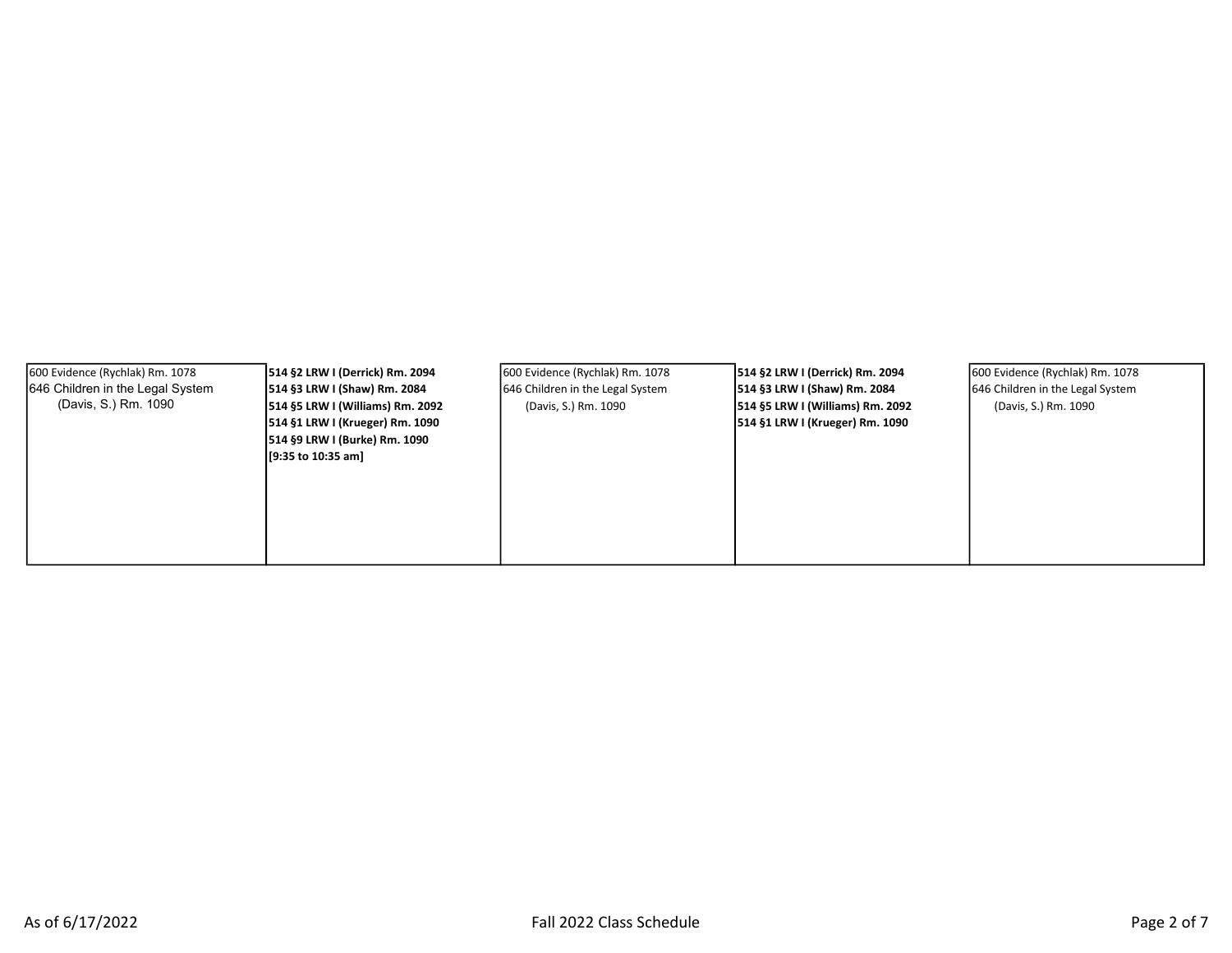| | | | | |
|---|---|---|---|---|
| 600 Evidence (Rychlak) Rm. 1078<br>646 Children in the Legal System (Davis, S.) Rm. 1090 | **514 §2 LRW I (Derrick) Rm. 2094**<br>**514 §3 LRW I (Shaw) Rm. 2084**<br>**514 §5 LRW I (Williams) Rm. 2092**<br>**514 §1 LRW I (Krueger) Rm. 1090**<br>**514 §9 LRW I (Burke) Rm. 1090**<br>**[9:35 to 10:35 am]** | 600 Evidence (Rychlak) Rm. 1078<br>646 Children in the Legal System (Davis, S.) Rm. 1090 | **514 §2 LRW I (Derrick) Rm. 2094**<br>**514 §3 LRW I (Shaw) Rm. 2084**<br>**514 §5 LRW I (Williams) Rm. 2092**<br>**514 §1 LRW I (Krueger) Rm. 1090** | 600 Evidence (Rychlak) Rm. 1078<br>646 Children in the Legal System (Davis, S.) Rm. 1090 |

As of 6/17/2022

Fall 2022 Class Schedule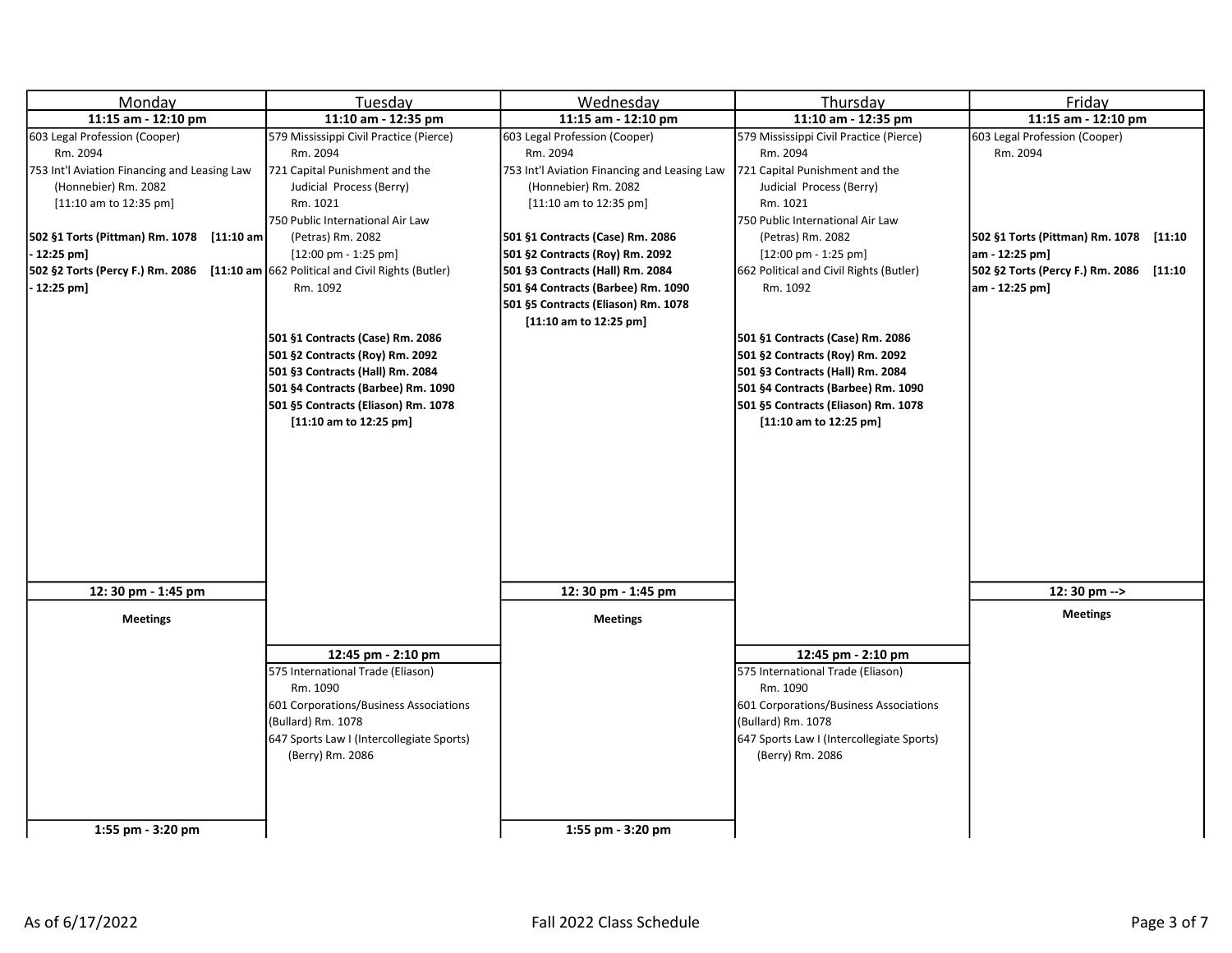| Monday | Tuesday | Wednesday | Thursday | Friday |
|---|---|---|---|---|
| **11:15 am - 12:10 pm** | **11:10 am - 12:35 pm** | **11:15 am - 12:10 pm** | **11:10 am - 12:35 pm** | **11:15 am - 12:10 pm** |
| 603 Legal Profession (Cooper) Rm. 2094<br>753 Int'l Aviation Financing and Leasing Law (Honnebier) Rm. 2082 [11:10 am to 12:35 pm]<br><br>**502 §1 Torts (Pittman) Rm. 1078 [11:10 am - 12:25 pm]**<br>**502 §2 Torts (Percy F.) Rm. 2086 [11:10 am - 12:25 pm]** | 579 Mississippi Civil Practice (Pierce) Rm. 2094<br>721 Capital Punishment and the Judicial Process (Berry) Rm. 1021<br>750 Public International Air Law (Petras) Rm. 2082 [12:00 pm - 1:25 pm]<br>662 Political and Civil Rights (Butler) Rm. 1092<br><br>**501 §1 Contracts (Case) Rm. 2086**<br>**501 §2 Contracts (Roy) Rm. 2092**<br>**501 §3 Contracts (Hall) Rm. 2084**<br>**501 §4 Contracts (Barbee) Rm. 1090**<br>**501 §5 Contracts (Eliason) Rm. 1078**<br>**[11:10 am to 12:25 pm]** | 603 Legal Profession (Cooper) Rm. 2094<br>753 Int'l Aviation Financing and Leasing Law (Honnebier) Rm. 2082 [11:10 am to 12:35 pm]<br><br>**501 §1 Contracts (Case) Rm. 2086**<br>**501 §2 Contracts (Roy) Rm. 2092**<br>**501 §3 Contracts (Hall) Rm. 2084**<br>**501 §4 Contracts (Barbee) Rm. 1090**<br>**501 §5 Contracts (Eliason) Rm. 1078**<br>**[11:10 am to 12:25 pm]** | 579 Mississippi Civil Practice (Pierce) Rm. 2094<br>721 Capital Punishment and the Judicial Process (Berry) Rm. 1021<br>750 Public International Air Law (Petras) Rm. 2082 [12:00 pm - 1:25 pm]<br>662 Political and Civil Rights (Butler) Rm. 1092<br><br>**501 §1 Contracts (Case) Rm. 2086**<br>**501 §2 Contracts (Roy) Rm. 2092**<br>**501 §3 Contracts (Hall) Rm. 2084**<br>**501 §4 Contracts (Barbee) Rm. 1090**<br>**501 §5 Contracts (Eliason) Rm. 1078**<br>**[11:10 am to 12:25 pm]** | 603 Legal Profession (Cooper) Rm. 2094<br><br>**502 §1 Torts (Pittman) Rm. 1078 [11:10 am - 12:25 pm]**<br>**502 §2 Torts (Percy F.) Rm. 2086 [11:10 am - 12:25 pm]** |
| **12: 30 pm - 1:45 pm** | | **12: 30 pm - 1:45 pm** | | **12: 30 pm -->** |
| **Meetings** | | **Meetings** | | **Meetings** |
| | **12:45 pm - 2:10 pm** | | **12:45 pm - 2:10 pm** | |
| | 575 International Trade (Eliason) Rm. 1090<br>601 Corporations/Business Associations (Bullard) Rm. 1078<br>647 Sports Law I (Intercollegiate Sports) (Berry) Rm. 2086 | | 575 International Trade (Eliason) Rm. 1090<br>601 Corporations/Business Associations (Bullard) Rm. 1078<br>647 Sports Law I (Intercollegiate Sports) (Berry) Rm. 2086 | |
| **1:55 pm - 3:20 pm** | | **1:55 pm - 3:20 pm** | | |

As of 6/17/2022

Fall 2022 Class Schedule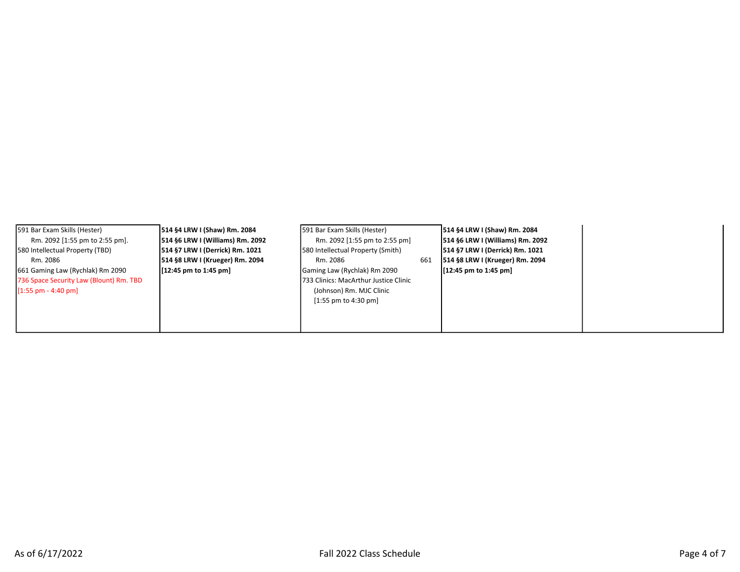| | | | | |
|---|---|---|---|---|
| 591 Bar Exam Skills (Hester) Rm. 2092 [1:55 pm to 2:55 pm]. 580 Intellectual Property (TBD) Rm. 2086 661 Gaming Law (Rychlak) Rm 2090 736 Space Security Law (Blount) Rm. TBD [1:55 pm - 4:40 pm] | **514 §4 LRW I (Shaw) Rm. 2084** **514 §6 LRW I (Williams) Rm. 2092** **514 §7 LRW I (Derrick) Rm. 1021** **514 §8 LRW I (Krueger) Rm. 2094** **[12:45 pm to 1:45 pm]** | 591 Bar Exam Skills (Hester) Rm. 2092 [1:55 pm to 2:55 pm] 580 Intellectual Property (Smith) Rm. 2086 661 Gaming Law (Rychlak) Rm 2090 733 Clinics: MacArthur Justice Clinic (Johnson) Rm. MJC Clinic [1:55 pm to 4:30 pm] | **514 §4 LRW I (Shaw) Rm. 2084** **514 §6 LRW I (Williams) Rm. 2092** **514 §7 LRW I (Derrick) Rm. 1021** **514 §8 LRW I (Krueger) Rm. 2094** **[12:45 pm to 1:45 pm]** | |

As of 6/17/2022

Fall 2022 Class Schedule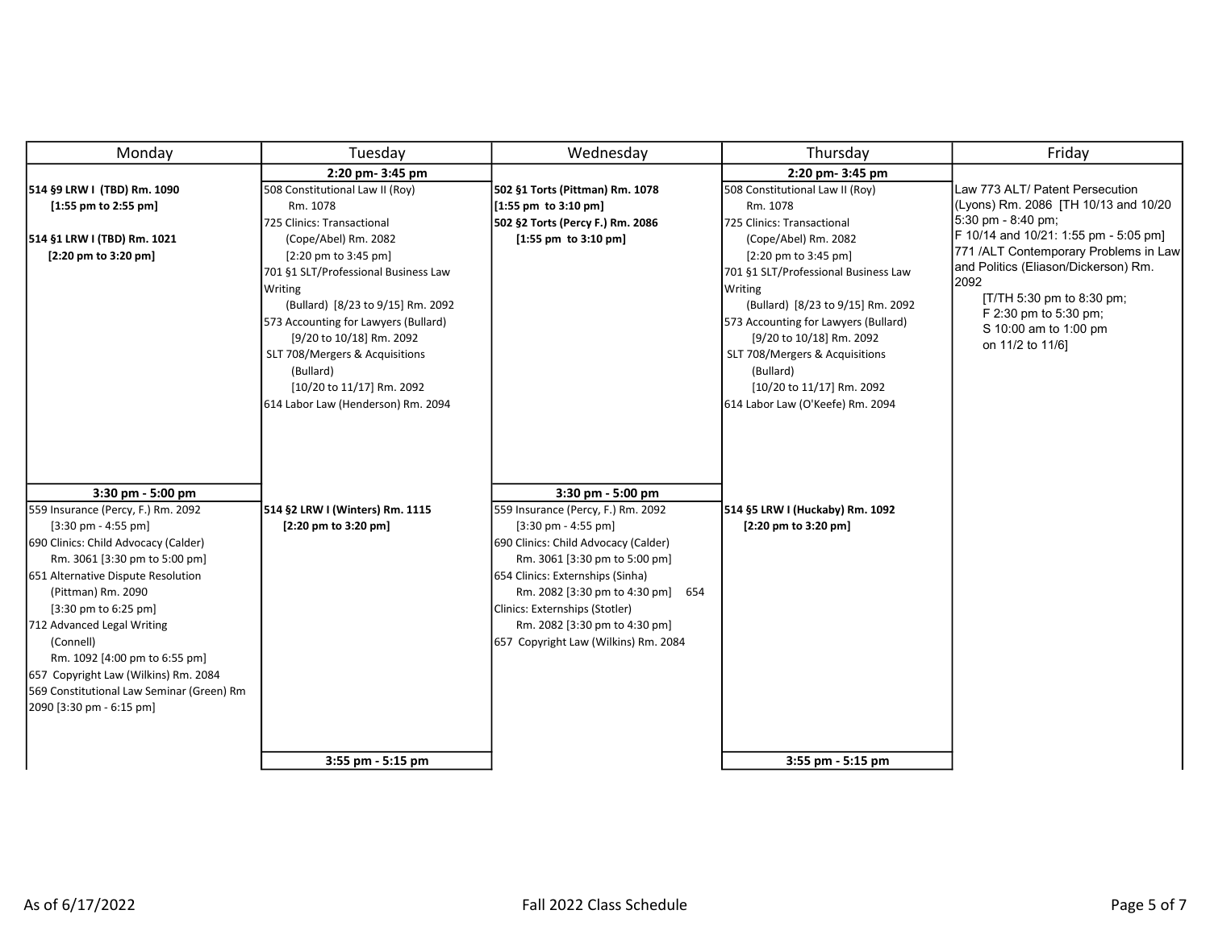| Monday | Tuesday | Wednesday | Thursday | Friday |
|---|---|---|---|---|
| | **2:20 pm- 3:45 pm** | | **2:20 pm- 3:45 pm** | |
| **514 §9 LRW I (TBD) Rm. 1090 [1:55 pm to 2:55 pm]**<br><br>**514 §1 LRW I (TBD) Rm. 1021 [2:20 pm to 3:20 pm]** | 508 Constitutional Law II (Roy) Rm. 1078<br>725 Clinics: Transactional (Cope/Abel) Rm. 2082 [2:20 pm to 3:45 pm]<br>701 §1 SLT/Professional Business Law Writing (Bullard) [8/23 to 9/15] Rm. 2092<br>573 Accounting for Lawyers (Bullard) [9/20 to 10/18] Rm. 2092<br>SLT 708/Mergers & Acquisitions (Bullard) [10/20 to 11/17] Rm. 2092<br>614 Labor Law (Henderson) Rm. 2094 | **502 §1 Torts (Pittman) Rm. 1078 [1:55 pm to 3:10 pm]**<br>**502 §2 Torts (Percy F.) Rm. 2086 [1:55 pm to 3:10 pm]** | 508 Constitutional Law II (Roy) Rm. 1078<br>725 Clinics: Transactional (Cope/Abel) Rm. 2082 [2:20 pm to 3:45 pm]<br>701 §1 SLT/Professional Business Law Writing (Bullard) [8/23 to 9/15] Rm. 2092<br>573 Accounting for Lawyers (Bullard) [9/20 to 10/18] Rm. 2092<br>SLT 708/Mergers & Acquisitions (Bullard) [10/20 to 11/17] Rm. 2092<br>614 Labor Law (O'Keefe) Rm. 2094 | Law 773 ALT/ Patent Persecution (Lyons) Rm. 2086 [TH 10/13 and 10/20 5:30 pm - 8:40 pm; F 10/14 and 10/21: 1:55 pm - 5:05 pm]<br>771 /ALT Contemporary Problems in Law and Politics (Eliason/Dickerson) Rm. 2092 [T/TH 5:30 pm to 8:30 pm; F 2:30 pm to 5:30 pm; S 10:00 am to 1:00 pm on 11/2 to 11/6] |
| **3:30 pm - 5:00 pm** | | **3:30 pm - 5:00 pm** | | |
| 559 Insurance (Percy, F.) Rm. 2092 [3:30 pm - 4:55 pm]<br>690 Clinics: Child Advocacy (Calder) Rm. 3061 [3:30 pm to 5:00 pm]<br>651 Alternative Dispute Resolution (Pittman) Rm. 2090 [3:30 pm to 6:25 pm]<br>712 Advanced Legal Writing (Connell) Rm. 1092 [4:00 pm to 6:55 pm]<br>657 Copyright Law (Wilkins) Rm. 2084<br>569 Constitutional Law Seminar (Green) Rm 2090 [3:30 pm - 6:15 pm] | **514 §2 LRW I (Winters) Rm. 1115 [2:20 pm to 3:20 pm]** | 559 Insurance (Percy, F.) Rm. 2092 [3:30 pm - 4:55 pm]<br>690 Clinics: Child Advocacy (Calder) Rm. 3061 [3:30 pm to 5:00 pm]<br>654 Clinics: Externships (Sinha) Rm. 2082 [3:30 pm to 4:30 pm]<br>654 Clinics: Externships (Stotler) Rm. 2082 [3:30 pm to 4:30 pm]<br>657 Copyright Law (Wilkins) Rm. 2084 | **514 §5 LRW I (Huckaby) Rm. 1092 [2:20 pm to 3:20 pm]** | |
| | **3:55 pm - 5:15 pm** | | **3:55 pm - 5:15 pm** | |

As of 6/17/2022 — Fall 2022 Class Schedule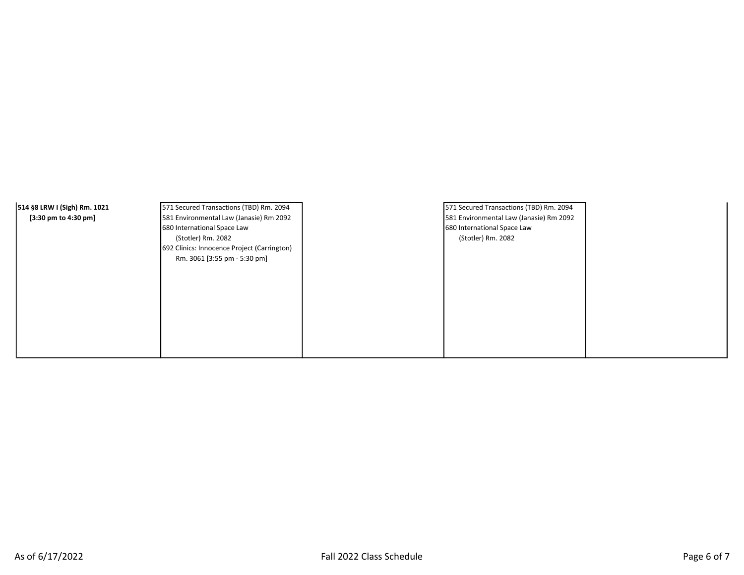| | | | | |
|---|---|---|---|---|
| **514 §8 LRW I (Sigh) Rm. 1021**<br>**[3:30 pm to 4:30 pm]** | 571 Secured Transactions (TBD) Rm. 2094<br>581 Environmental Law (Janasie) Rm 2092<br>680 International Space Law<br>(Stotler) Rm. 2082<br>692 Clinics: Innocence Project (Carrington)<br>Rm. 3061 [3:55 pm - 5:30 pm] | | 571 Secured Transactions (TBD) Rm. 2094<br>581 Environmental Law (Janasie) Rm 2092<br>680 International Space Law<br>(Stotler) Rm. 2082 | |

As of 6/17/2022

Fall 2022 Class Schedule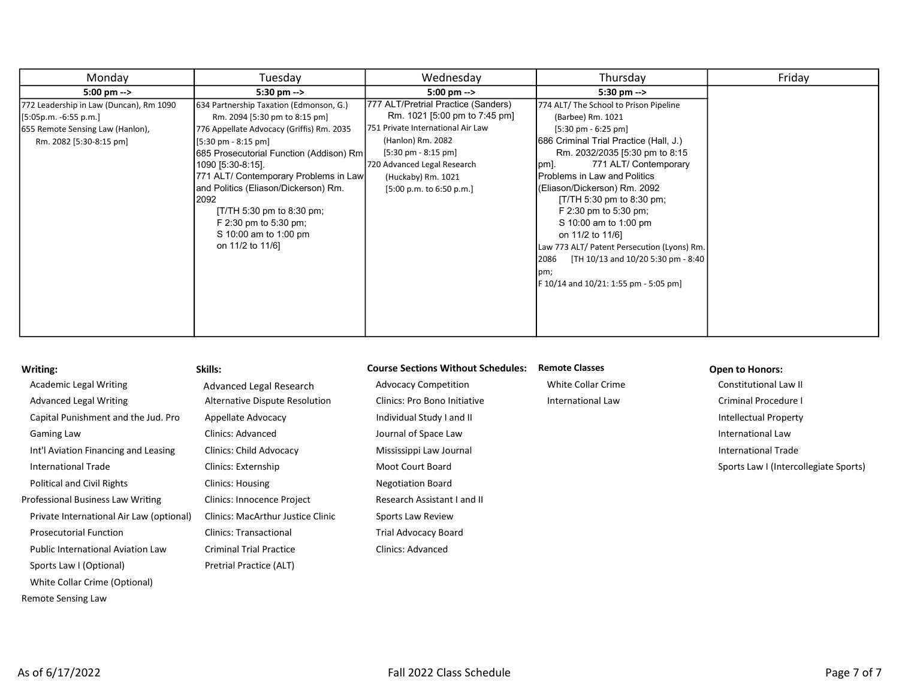| Monday | Tuesday | Wednesday | Thursday | Friday |
|---|---|---|---|---|
| 5:00 pm --> | 5:30 pm --> | 5:00 pm --> | 5:30 pm --> | |
| 772 Leadership in Law (Duncan), Rm 1090 [5:05p.m. -6:55 p.m.]<br>655 Remote Sensing Law (Hanlon), Rm. 2082 [5:30-8:15 pm] | 634 Partnership Taxation (Edmonson, G.) Rm. 2094 [5:30 pm to 8:15 pm]<br>776 Appellate Advocacy (Griffis) Rm. 2035 [5:30 pm - 8:15 pm]<br>685 Prosecutorial Function (Addison) Rm 1090 [5:30-8:15].<br>771 ALT/ Contemporary Problems in Law and Politics (Eliason/Dickerson) Rm. 2092 [T/TH 5:30 pm to 8:30 pm; F 2:30 pm to 5:30 pm; S 10:00 am to 1:00 pm on 11/2 to 11/6] | 777 ALT/Pretrial Practice (Sanders) Rm. 1021 [5:00 pm to 7:45 pm]<br>751 Private International Air Law (Hanlon) Rm. 2082 [5:30 pm - 8:15 pm]<br>720 Advanced Legal Research (Huckaby) Rm. 1021 [5:00 p.m. to 6:50 p.m.] | 774 ALT/ The School to Prison Pipeline (Barbee) Rm. 1021 [5:30 pm - 6:25 pm]<br>686 Criminal Trial Practice (Hall, J.) Rm. 2032/2035 [5:30 pm to 8:15 pm].<br>771 ALT/ Contemporary Problems in Law and Politics (Eliason/Dickerson) Rm. 2092 [T/TH 5:30 pm to 8:30 pm; F 2:30 pm to 5:30 pm; S 10:00 am to 1:00 pm on 11/2 to 11/6]<br>Law 773 ALT/ Patent Persecution (Lyons) Rm. 2086 [TH 10/13 and 10/20 5:30 pm - 8:40 pm; F 10/14 and 10/21: 1:55 pm - 5:05 pm] | |

**Writing:**

- Academic Legal Writing
- Advanced Legal Writing
- Capital Punishment and the Jud. Pro
- Gaming Law
- Int'l Aviation Financing and Leasing
- International Trade
- Political and Civil Rights
- Professional Business Law Writing
- Private International Air Law (optional)
- Prosecutorial Function
- Public International Aviation Law
- Sports Law I (Optional)
- White Collar Crime (Optional)
- Remote Sensing Law

**Skills:**

- Advanced Legal Research
- Alternative Dispute Resolution
- Appellate Advocacy
- Clinics: Advanced
- Clinics: Child Advocacy
- Clinics: Externship
- Clinics: Housing
- Clinics: Innocence Project
- Clinics: MacArthur Justice Clinic
- Clinics: Transactional
- Criminal Trial Practice
- Pretrial Practice (ALT)

**Course Sections Without Schedules:**

- Advocacy Competition
- Clinics: Pro Bono Initiative
- Individual Study I and II
- Journal of Space Law
- Mississippi Law Journal
- Moot Court Board
- Negotiation Board
- Research Assistant I and II
- Sports Law Review
- Trial Advocacy Board
- Clinics: Advanced

**Remote Classes**

- White Collar Crime
- International Law

**Open to Honors:**

- Constitutional Law II
- Criminal Procedure I
- Intellectual Property
- International Law
- International Trade
- Sports Law I (Intercollegiate Sports)

As of 6/17/2022

Fall 2022 Class Schedule